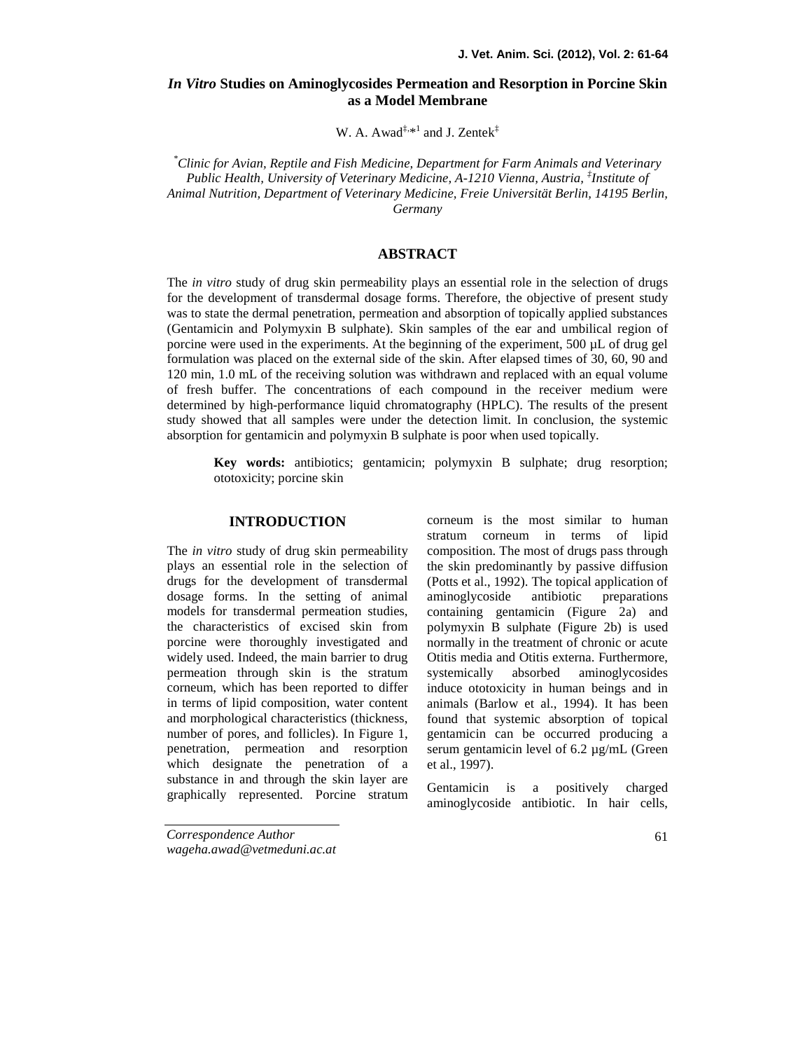# *In Vitro* Studies on Aminoglycosides Permeation and Resorption in Porcine Skin as a Model Membrane

W. A. Awad[‡,*1] and J. Zentek[‡]

[*]*Clinic for Avian, Reptile and Fish Medicine, Department for Farm Animals and Veterinary Public Health, University of Veterinary Medicine, A-1210 Vienna, Austria,* [‡]*Institute of Animal Nutrition, Department of Veterinary Medicine, Freie Universität Berlin, 14195 Berlin, Germany*

## ABSTRACT

The *in vitro* study of drug skin permeability plays an essential role in the selection of drugs for the development of transdermal dosage forms. Therefore, the objective of present study was to state the dermal penetration, permeation and absorption of topically applied substances (Gentamicin and Polymyxin B sulphate). Skin samples of the ear and umbilical region of porcine were used in the experiments. At the beginning of the experiment, 500 µL of drug gel formulation was placed on the external side of the skin. After elapsed times of 30, 60, 90 and 120 min, 1.0 mL of the receiving solution was withdrawn and replaced with an equal volume of fresh buffer. The concentrations of each compound in the receiver medium were determined by high-performance liquid chromatography (HPLC). The results of the present study showed that all samples were under the detection limit. In conclusion, the systemic absorption for gentamicin and polymyxin B sulphate is poor when used topically.

**Key words:** antibiotics; gentamicin; polymyxin B sulphate; drug resorption; ototoxicity; porcine skin

## INTRODUCTION

The *in vitro* study of drug skin permeability plays an essential role in the selection of drugs for the development of transdermal dosage forms. In the setting of animal models for transdermal permeation studies, the characteristics of excised skin from porcine were thoroughly investigated and widely used. Indeed, the main barrier to drug permeation through skin is the stratum corneum, which has been reported to differ in terms of lipid composition, water content and morphological characteristics (thickness, number of pores, and follicles). In Figure 1, penetration, permeation and resorption which designate the penetration of a substance in and through the skin layer are graphically represented. Porcine stratum corneum is the most similar to human stratum corneum in terms of lipid composition. The most of drugs pass through the skin predominantly by passive diffusion (Potts et al., 1992). The topical application of aminoglycoside antibiotic preparations containing gentamicin (Figure 2a) and polymyxin B sulphate (Figure 2b) is used normally in the treatment of chronic or acute Otitis media and Otitis externa. Furthermore, systemically absorbed aminoglycosides induce ototoxicity in human beings and in animals (Barlow et al., 1994). It has been found that systemic absorption of topical gentamicin can be occurred producing a serum gentamicin level of 6.2 µg/mL (Green et al., 1997).

Gentamicin is a positively charged aminoglycoside antibiotic. In hair cells,

---

Correspondence Author
wageha.awad@vetmeduni.ac.at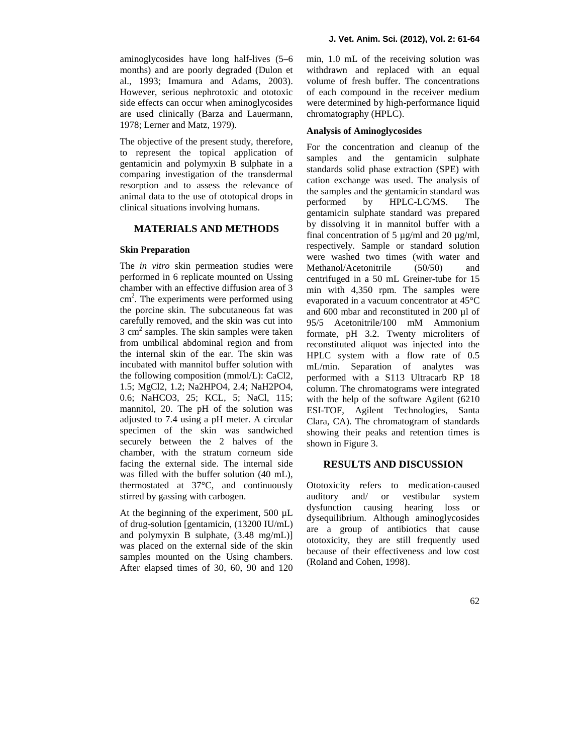aminoglycosides have long half-lives (5–6 months) and are poorly degraded (Dulon et al., 1993; Imamura and Adams, 2003). However, serious nephrotoxic and ototoxic side effects can occur when aminoglycosides are used clinically (Barza and Lauermann, 1978; Lerner and Matz, 1979).

The objective of the present study, therefore, to represent the topical application of gentamicin and polymyxin B sulphate in a comparing investigation of the transdermal resorption and to assess the relevance of animal data to the use of ototopical drops in clinical situations involving humans.

## MATERIALS AND METHODS

### Skin Preparation

The *in vitro* skin permeation studies were performed in 6 replicate mounted on Ussing chamber with an effective diffusion area of 3 $cm^2$. The experiments were performed using the porcine skin. The subcutaneous fat was carefully removed, and the skin was cut into 3 $cm^2$ samples. The skin samples were taken from umbilical abdominal region and from the internal skin of the ear. The skin was incubated with mannitol buffer solution with the following composition (mmol/L): $CaCl_2$, 1.5; $MgCl_2$, 1.2; $Na_2HPO_4$, 2.4; $NaH_2PO_4$, 0.6; $NaHCO_3$, 25; KCL, 5; NaCl, 115; mannitol, 20. The pH of the solution was adjusted to 7.4 using a pH meter. A circular specimen of the skin was sandwiched securely between the 2 halves of the chamber, with the stratum corneum side facing the external side. The internal side was filled with the buffer solution (40 mL), thermostated at 37°C, and continuously stirred by gassing with carbogen.

At the beginning of the experiment, 500 µL of drug-solution [gentamicin, (13200 IU/mL) and polymyxin B sulphate, (3.48 mg/mL)] was placed on the external side of the skin samples mounted on the Using chambers. After elapsed times of 30, 60, 90 and 120 min, 1.0 mL of the receiving solution was withdrawn and replaced with an equal volume of fresh buffer. The concentrations of each compound in the receiver medium were determined by high-performance liquid chromatography (HPLC).

### Analysis of Aminoglycosides

For the concentration and cleanup of the samples and the gentamicin sulphate standards solid phase extraction (SPE) with cation exchange was used. The analysis of the samples and the gentamicin standard was performed by HPLC-LC/MS. The gentamicin sulphate standard was prepared by dissolving it in mannitol buffer with a final concentration of 5 µg/ml and 20 µg/ml, respectively. Sample or standard solution were washed two times (with water and Methanol/Acetonitrile (50/50) and centrifuged in a 50 mL Greiner-tube for 15 min with 4,350 rpm. The samples were evaporated in a vacuum concentrator at 45°C and 600 mbar and reconstituted in 200 µl of 95/5 Acetonitrile/100 mM Ammonium formate, pH 3.2. Twenty microliters of reconstituted aliquot was injected into the HPLC system with a flow rate of 0.5 mL/min. Separation of analytes was performed with a S113 Ultracarb RP 18 column. The chromatograms were integrated with the help of the software Agilent (6210 ESI-TOF, Agilent Technologies, Santa Clara, CA). The chromatogram of standards showing their peaks and retention times is shown in Figure 3.

## RESULTS AND DISCUSSION

Ototoxicity refers to medication-caused auditory and/ or vestibular system dysfunction causing hearing loss or dysequilibrium. Although aminoglycosides are a group of antibiotics that cause ototoxicity, they are still frequently used because of their effectiveness and low cost (Roland and Cohen, 1998).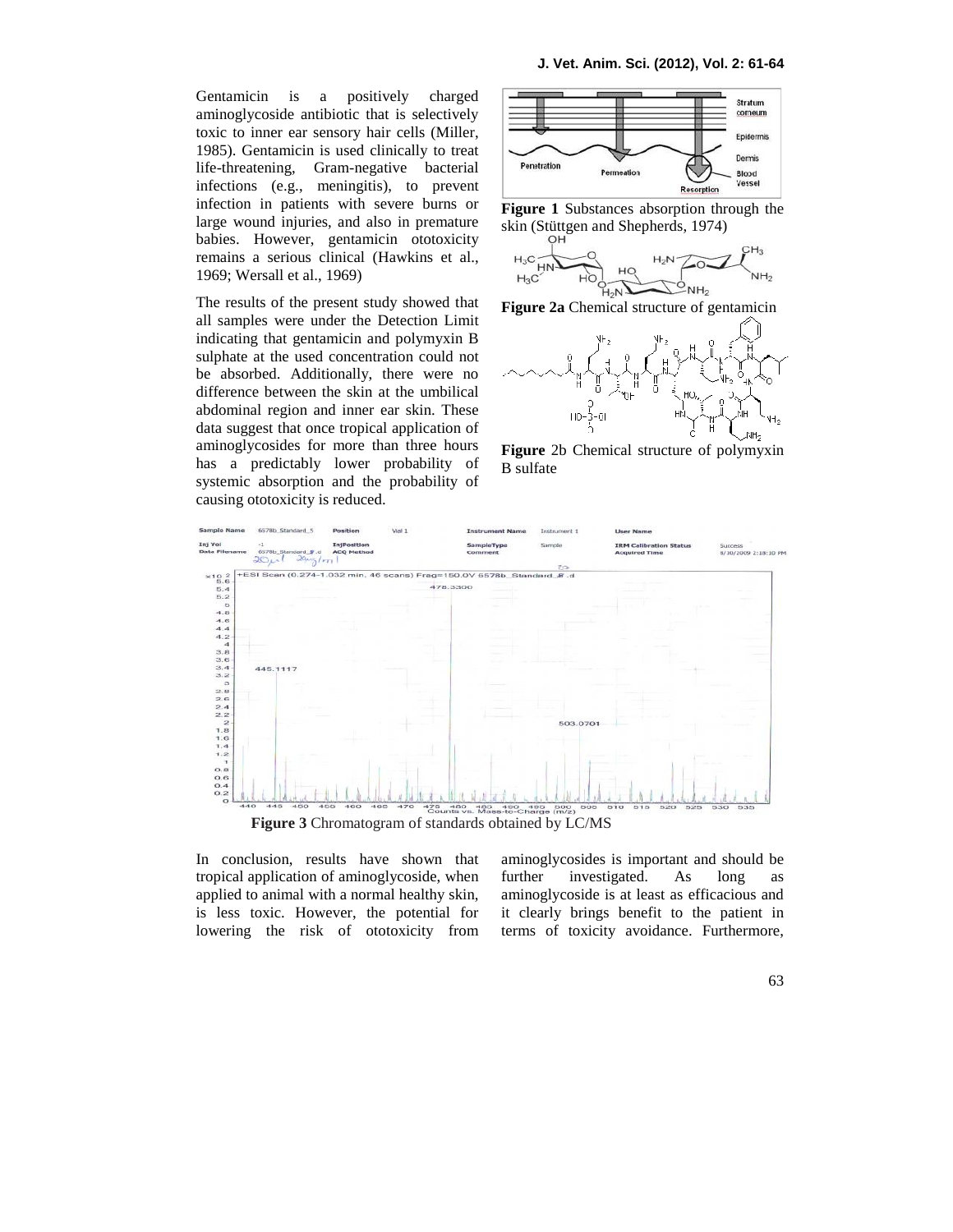Gentamicin is a positively charged aminoglycoside antibiotic that is selectively toxic to inner ear sensory hair cells (Miller, 1985). Gentamicin is used clinically to treat life-threatening, Gram-negative bacterial infections (e.g., meningitis), to prevent infection in patients with severe burns or large wound injuries, and also in premature babies. However, gentamicin ototoxicity remains a serious clinical (Hawkins et al., 1969; Wersall et al., 1969)

The results of the present study showed that all samples were under the Detection Limit indicating that gentamicin and polymyxin B sulphate at the used concentration could not be absorbed. Additionally, there were no difference between the skin at the umbilical abdominal region and inner ear skin. These data suggest that once tropical application of aminoglycosides for more than three hours has a predictably lower probability of systemic absorption and the probability of causing ototoxicity is reduced.

**Figure 1** Substances absorption through the skin (Stüttgen and Shepherds, 1974)

**Figure 2a** Chemical structure of gentamicin

**Figure** 2b Chemical structure of polymyxin B sulfate

**Figure 3** Chromatogram of standards obtained by LC/MS

In conclusion, results have shown that tropical application of aminoglycoside, when applied to animal with a normal healthy skin, is less toxic. However, the potential for lowering the risk of ototoxicity from aminoglycosides is important and should be further investigated. As long as aminoglycoside is at least as efficacious and it clearly brings benefit to the patient in terms of toxicity avoidance. Furthermore,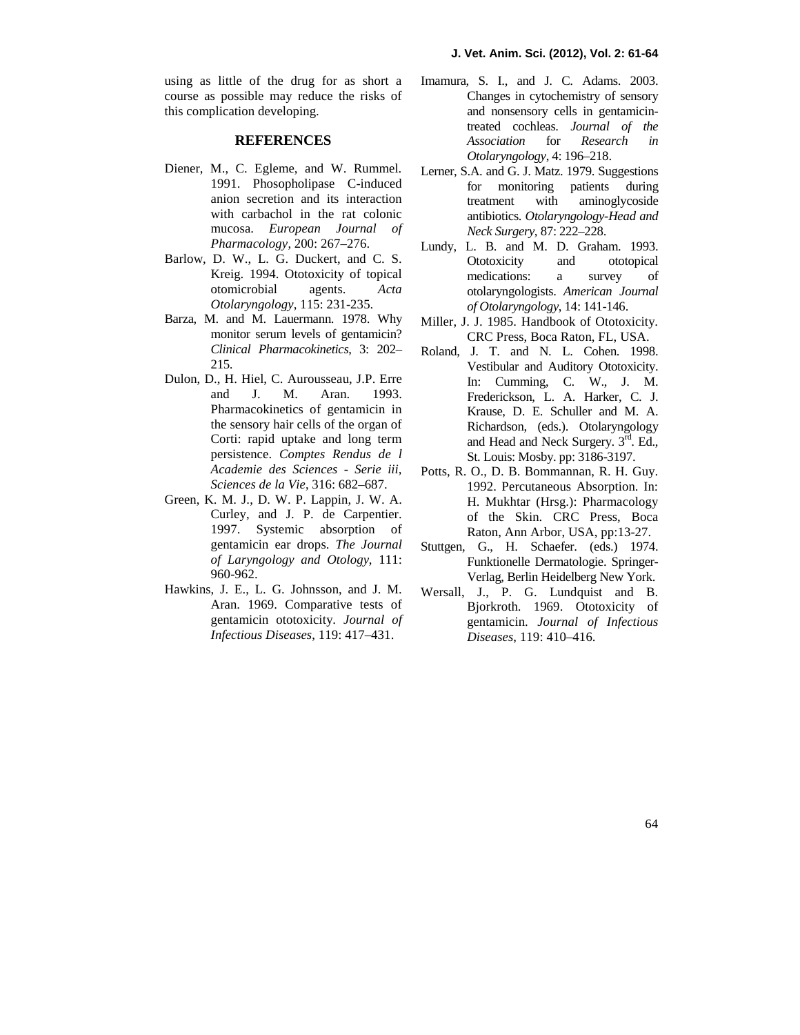using as little of the drug for as short a course as possible may reduce the risks of this complication developing.

## REFERENCES

Diener, M., C. Egleme, and W. Rummel. 1991. Phosopholipase C-induced anion secretion and its interaction with carbachol in the rat colonic mucosa. *European Journal of Pharmacology*, 200: 267–276.

Barlow, D. W., L. G. Duckert, and C. S. Kreig. 1994. Ototoxicity of topical otomicrobial agents. *Acta Otolaryngology*, 115: 231-235.

Barza, M. and M. Lauermann. 1978. Why monitor serum levels of gentamicin? *Clinical Pharmacokinetics*, 3: 202–215.

Dulon, D., H. Hiel, C. Aurousseau, J.P. Erre and J. M. Aran. 1993. Pharmacokinetics of gentamicin in the sensory hair cells of the organ of Corti: rapid uptake and long term persistence. *Comptes Rendus de l Academie des Sciences - Serie iii, Sciences de la Vie*, 316: 682–687.

Green, K. M. J., D. W. P. Lappin, J. W. A. Curley, and J. P. de Carpentier. 1997. Systemic absorption of gentamicin ear drops. *The Journal of Laryngology and Otology*, 111: 960-962.

Hawkins, J. E., L. G. Johnsson, and J. M. Aran. 1969. Comparative tests of gentamicin ototoxicity. *Journal of Infectious Diseases*, 119: 417–431.

Imamura, S. I., and J. C. Adams. 2003. Changes in cytochemistry of sensory and nonsensory cells in gentamicin-treated cochleas. *Journal of the Association for Research in Otolaryngology*, 4: 196–218.

Lerner, S.A. and G. J. Matz. 1979. Suggestions for monitoring patients during treatment with aminoglycoside antibiotics. *Otolaryngology-Head and Neck Surgery*, 87: 222–228.

Lundy, L. B. and M. D. Graham. 1993. Ototoxicity and ototopical medications: a survey of otolaryngologists. *American Journal of Otolaryngology*, 14: 141-146.

Miller, J. J. 1985. Handbook of Ototoxicity. CRC Press, Boca Raton, FL, USA.

Roland, J. T. and N. L. Cohen. 1998. Vestibular and Auditory Ototoxicity. In: Cumming, C. W., J. M. Frederickson, L. A. Harker, C. J. Krause, D. E. Schuller and M. A. Richardson, (eds.). Otolaryngology and Head and Neck Surgery. 3rd. Ed., St. Louis: Mosby. pp: 3186-3197.

Potts, R. O., D. B. Bommannan, R. H. Guy. 1992. Percutaneous Absorption. In: H. Mukhtar (Hrsg.): Pharmacology of the Skin. CRC Press, Boca Raton, Ann Arbor, USA, pp:13-27.

Stuttgen, G., H. Schaefer. (eds.) 1974. Funktionelle Dermatologie. Springer-Verlag, Berlin Heidelberg New York.

Wersall, J., P. G. Lundquist and B. Bjorkroth. 1969. Ototoxicity of gentamicin. *Journal of Infectious Diseases*, 119: 410–416.